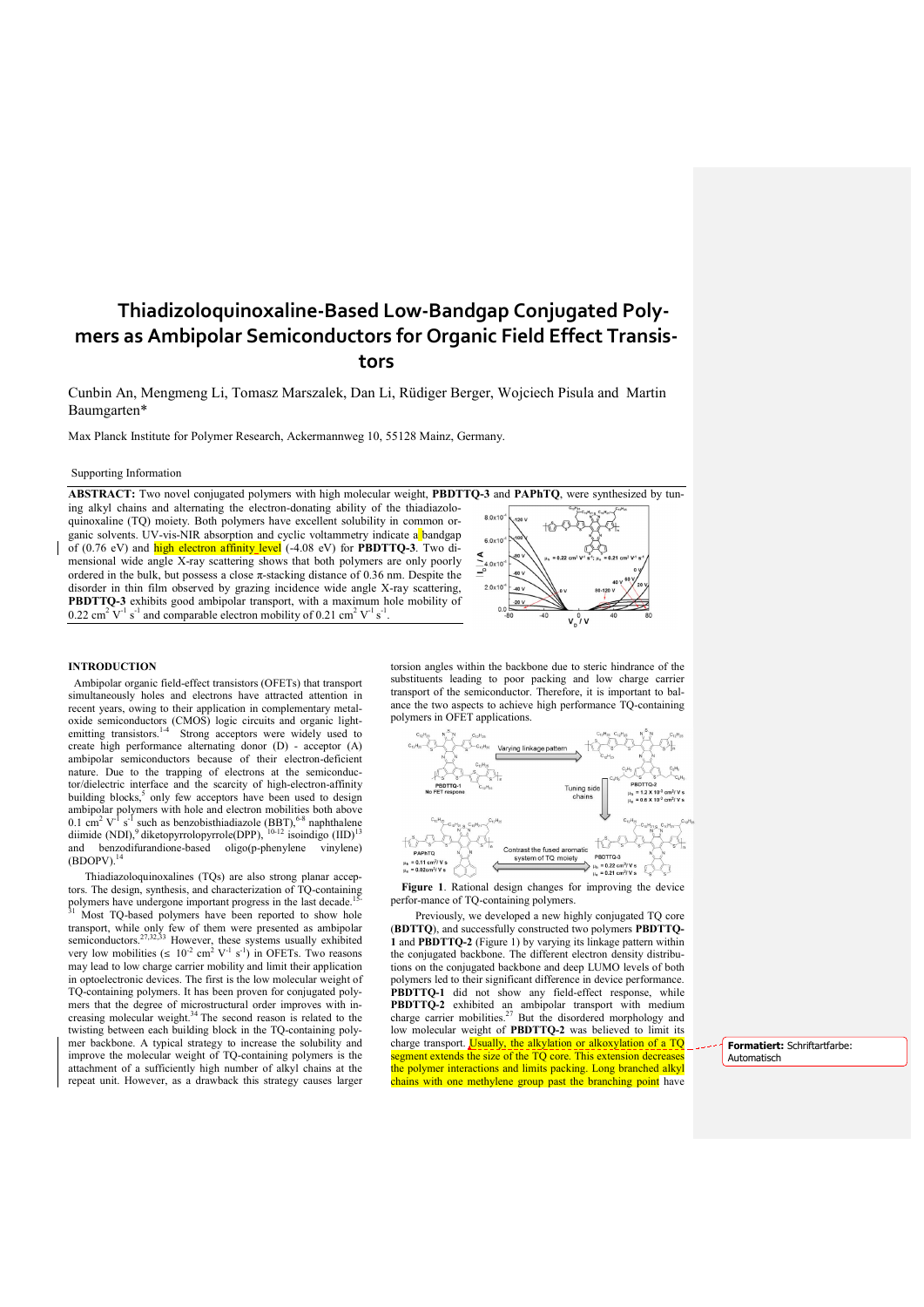# Thiadizoloquinoxaline-Based Low-Bandgap Conjugated Polymers as Ambipolar Semiconductors for Organic Field Effect Transistors

Cunbin An, Mengmeng Li, Tomasz Marszalek, Dan Li, Rüdiger Berger, Wojciech Pisula and Martin Baumgarten*

Max Planck Institute for Polymer Research, Ackermannweg 10, 55128 Mainz, Germany.

Supporting Information

**ABSTRACT:** Two novel conjugated polymers with high molecular weight, **PBDTTQ-3** and **PAPhTQ**, were synthesized by tuning alkyl chains and alternating the electron-donating ability of the thiadizoloquinoxaline (TQ) moiety. Both polymers have excellent solubility in common organic solvents. UV-vis-NIR absorption and cyclic voltammetry indicate a bandgap of (0.76 eV) and high electron affinity level (-4.08 eV) for **PBDTTQ-3**. Two dimensional wide angle X-ray scattering shows that both polymers are only poorly ordered in the bulk, but possess a close π-stacking distance of 0.36 nm. Despite the disorder in thin film observed by grazing incidence wide angle X-ray scattering, **PBDTTQ-3** exhibits good ambipolar transport, with a maximum hole mobility of 0.22 $cm^2 V^{-1} s^{-1}$ and comparable electron mobility of 0.21 $cm^2 V^{-1} s^{-1}$.

## INTRODUCTION

Ambipolar organic field-effect transistors (OFETs) that transport simultaneously holes and electrons have attracted attention in recent years, owing to their application in complementary metal-oxide semiconductors (CMOS) logic circuits and organic light-emitting transistors.[1-4] Strong acceptors were widely used to create high performance alternating donor (D) - acceptor (A) ambipolar semiconductors because of their electron-deficient nature. Due to the trapping of electrons at the semiconductor/dielectric interface and the scarcity of high-electron-affinity building blocks,[5] only few acceptors have been used to design ambipolar polymers with hole and electron mobilities both above 0.1 $cm^2 V^{-1} s^{-1}$ such as benzobisthiadiazole (BBT),[6-8] naphthalene diimide (NDI),[9] diketopyrrolopyrrole(DPP), [10-12] isoindigo (IID)[13] and benzodifurandione-based oligo(p-phenylene vinylene) (BDOPV).[14]

Thiadiazoloquinoxalines (TQs) are also strong planar acceptors. The design, synthesis, and characterization of TQ-containing polymers have undergone important progress in the last decade.[15-31] Most TQ-based polymers have been reported to show hole transport, while only few of them were presented as ambipolar semiconductors.[27,32,33] However, these systems usually exhibited very low mobilities (≤ $10^{-2}$ $cm^2 V^{-1} s^{-1}$) in OFETs. Two reasons may lead to low charge carrier mobility and limit their application in optoelectronic devices. The first is the low molecular weight of TQ-containing polymers. It has been proven for conjugated polymers that the degree of microstructural order improves with increasing molecular weight.[34] The second reason is related to the twisting between each building block in the TQ-containing polymer backbone. A typical strategy to increase the solubility and improve the molecular weight of TQ-containing polymers is the attachment of a sufficiently high number of alkyl chains at the repeat unit. However, as a drawback this strategy causes larger torsion angles within the backbone due to steric hindrance of the substituents leading to poor packing and low charge carrier transport of the semiconductor. Therefore, it is important to balance the two aspects to achieve high performance TQ-containing polymers in OFET applications.

**Figure 1**. Rational design changes for improving the device perfor-mance of TQ-containing polymers.

Previously, we developed a new highly conjugated TQ core (**BDTTQ**), and successfully constructed two polymers **PBDTTQ-1** and **PBDTTQ-2** (Figure 1) by varying its linkage pattern within the conjugated backbone. The different electron density distributions on the conjugated backbone and deep LUMO levels of both polymers led to their significant difference in device performance. **PBDTTQ-1** did not show any field-effect response, while **PBDTTQ-2** exhibited an ambipolar transport with medium charge carrier mobilities.[27] But the disordered morphology and low molecular weight of **PBDTTQ-2** was believed to limit its charge transport. Usually, the alkylation or alkoxylation of a TQ segment extends the size of the TQ core. This extension decreases the polymer interactions and limits packing. Long branched alkyl chains with one methylene group past the branching point have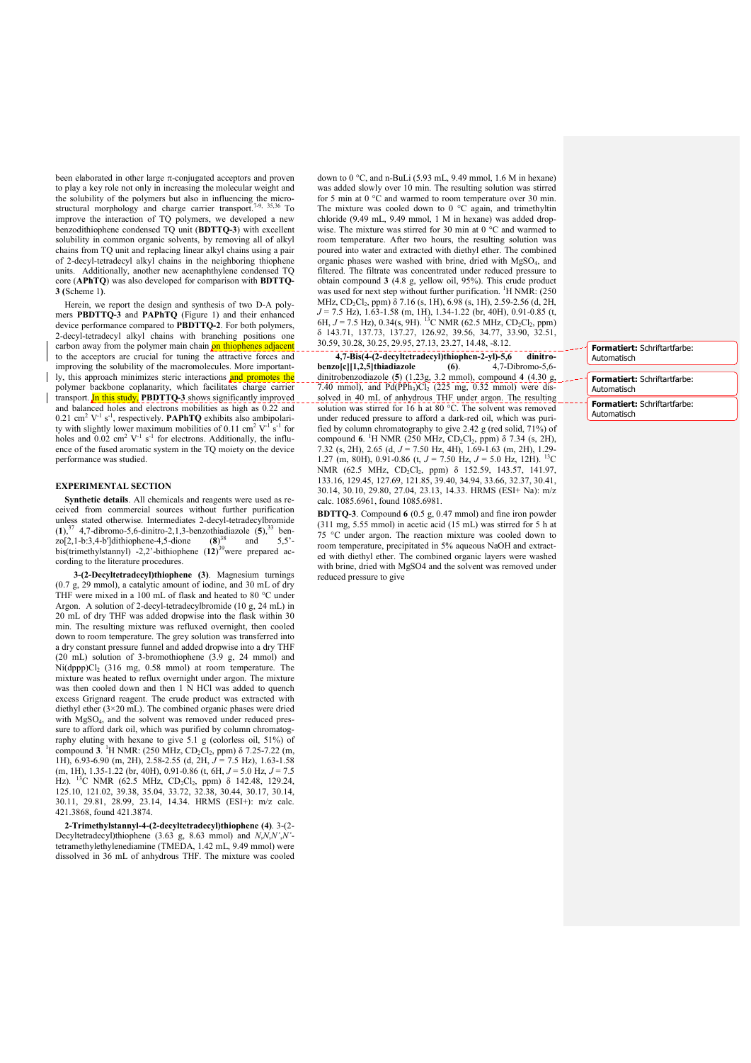been elaborated in other large π-conjugated acceptors and proven to play a key role not only in increasing the molecular weight and the solubility of the polymers but also in influencing the micro-structural morphology and charge carrier transport.[7-9, 35,36] To improve the interaction of TQ polymers, we developed a new benzodithiophene condensed TQ unit (**BDTTQ-3**) with excellent solubility in common organic solvents, by removing all of alkyl chains from TQ unit and replacing linear alkyl chains using a pair of 2-decyl-tetradecyl alkyl chains in the neighboring thiophene units. Additionally, another new acenaphthylene condensed TQ core (**APhTQ**) was also developed for comparison with **BDTTQ-3 (**Scheme 1**)**.

Herein, we report the design and synthesis of two D-A polymers **PBDTTQ-3** and **PAPhTQ** (Figure 1) and their enhanced device performance compared to **PBDTTQ-2**. For both polymers, 2-decyl-tetradecyl alkyl chains with branching positions one carbon away from the polymer main chain on thiophenes adjacent to the acceptors are crucial for tuning the attractive forces and improving the solubility of the macromolecules. More importantly, this approach minimizes steric interactions and promotes the polymer backbone coplanarity, which facilitates charge carrier transport. In this study, **PBDTTQ-3** shows significantly improved and balanced holes and electrons mobilities as high as 0.22 and 0.21 $cm^2 V^{-1} s^{-1}$, respectively. **PAPhTQ** exhibits also ambipolarity with slightly lower maximum mobilities of 0.11 $cm^2 V^{-1} s^{-1}$ for holes and 0.02 $cm^2 V^{-1} s^{-1}$ for electrons. Additionally, the influence of the fused aromatic system in the TQ moiety on the device performance was studied.

## EXPERIMENTAL SECTION

**Synthetic details**. All chemicals and reagents were used as received from commercial sources without further purification unless stated otherwise. Intermediates 2-decyl-tetradecylbromide (**1**),[37] 4,7-dibromo-5,6-dinitro-2,1,3-benzothiadiazole (**5**),[33] benzo[2,1-b:3,4-b']dithiophene-4,5-dione (**8**)[38] and 5,5'-bis(trimethylstannyl) -2,2'-bithiophene (**12**)[39] were prepared according to the literature procedures.

**3-(2-Decyltetradecyl)thiophene (3)**. Magnesium turnings (0.7 g, 29 mmol), a catalytic amount of iodine, and 30 mL of dry THF were mixed in a 100 mL of flask and heated to 80 °C under Argon. A solution of 2-decyl-tetradecylbromide (10 g, 24 mL) in 20 mL of dry THF was added dropwise into the flask within 30 min. The resulting mixture was refluxed overnight, then cooled down to room temperature. The grey solution was transferred into a dry constant pressure funnel and added dropwise into a dry THF (20 mL) solution of 3-bromothiophene (3.9 g, 24 mmol) and $Ni(dppp)Cl_2$ (316 mg, 0.58 mmol) at room temperature. The mixture was heated to reflux overnight under argon. The mixture was then cooled down and then 1 N HCl was added to quench excess Grignard reagent. The crude product was extracted with diethyl ether (3×20 mL). The combined organic phases were dried with $MgSO_4$, and the solvent was removed under reduced pressure to afford dark oil, which was purified by column chromatography eluting with hexane to give 5.1 g (colorless oil, 51%) of compound **3**. $^1$H NMR: (250 MHz, $CD_2Cl_2$, ppm) δ 7.25-7.22 (m, 1H), 6.93-6.90 (m, 2H), 2.58-2.55 (d, 2H, $J$ = 7.5 Hz), 1.63-1.58 (m, 1H), 1.35-1.22 (br, 40H), 0.91-0.86 (t, 6H, $J$ = 5.0 Hz, $J$ = 7.5 Hz). $^{13}$C NMR (62.5 MHz, $CD_2Cl_2$, ppm) δ 142.48, 129.24, 125.10, 121.02, 39.38, 35.04, 33.72, 32.38, 30.44, 30.17, 30.14, 30.11, 29.81, 28.99, 23.14, 14.34. HRMS (ESI+): m/z calc. 421.3868, found 421.3874.

**2-Trimethylstannyl-4-(2-decyltetradecyl)thiophene (4)**. 3-(2-Decyltetradecyl)thiophene (3.63 g, 8.63 mmol) and *N*,*N*,*N'*,*N'*-tetramethylethylenediamine (TMEDA, 1.42 mL, 9.49 mmol) were dissolved in 36 mL of anhydrous THF. The mixture was cooled down to 0 °C, and n-BuLi (5.93 mL, 9.49 mmol, 1.6 M in hexane) was added slowly over 10 min. The resulting solution was stirred for 5 min at 0 °C and warmed to room temperature over 30 min. The mixture was cooled down to 0 °C again, and trimethyltin chloride (9.49 mL, 9.49 mmol, 1 M in hexane) was added dropwise. The mixture was stirred for 30 min at 0 °C and warmed to room temperature. After two hours, the resulting solution was poured into water and extracted with diethyl ether. The combined organic phases were washed with brine, dried with $MgSO_4$, and filtered. The filtrate was concentrated under reduced pressure to obtain compound **3** (4.8 g, yellow oil, 95%). This crude product was used for next step without further purification. $^1$H NMR: (250 MHz, $CD_2Cl_2$, ppm) δ 7.16 (s, 1H), 6.98 (s, 1H), 2.59-2.56 (d, 2H, $J$ = 7.5 Hz), 1.63-1.58 (m, 1H), 1.34-1.22 (br, 40H), 0.91-0.85 (t, 6H, $J$ = 7.5 Hz), 0.34(s, 9H). $^{13}$C NMR (62.5 MHz, $CD_2Cl_2$, ppm) δ 143.71, 137.73, 137.27, 126.92, 39.56, 34.77, 33.90, 32.51, 30.59, 30.28, 30.25, 29.95, 27.13, 23.27, 14.48, -8.12.

**4,7-Bis(4-(2-decyltetradecyl)thiophen-2-yl)-5,6 dinitrobenzo[c][1,2,5]thiadiazole (6)**. 4,7-Dibromo-5,6-dinitrobenzodiazole (**5**) (1.23g, 3.2 mmol), compound **4** (4.30 g, 7.40 mmol), and $Pd(PPh_3)Cl_2$ (225 mg, 0.32 mmol) were dissolved in 40 mL of anhydrous THF under argon. The resulting solution was stirred for 16 h at 80 °C. The solvent was removed under reduced pressure to afford a dark-red oil, which was purified by column chromatography to give 2.42 g (red solid, 71%) of compound **6**. $^1$H NMR (250 MHz, $CD_2Cl_2$, ppm) δ 7.34 (s, 2H), 7.32 (s, 2H), 2.65 (d, $J$ = 7.50 Hz, 4H), 1.69-1.63 (m, 2H), 1.29-1.27 (m, 80H), 0.91-0.86 (t, $J$ = 7.50 Hz, $J$ = 5.0 Hz, 12H). $^{13}$C NMR (62.5 MHz, $CD_2Cl_2$, ppm) δ 152.59, 143.57, 141.97, 133.16, 129.45, 127.69, 121.85, 39.40, 34.94, 33.66, 32.37, 30.41, 30.14, 30.10, 29.80, 27.04, 23.13, 14.33. HRMS (ESI+ Na): m/z calc. 1085.6961, found 1085.6981.

**BDTTQ-3**. Compound **6** (0.5 g, 0.47 mmol) and fine iron powder (311 mg, 5.55 mmol) in acetic acid (15 mL) was stirred for 5 h at 75 °C under argon. The reaction mixture was cooled down to room temperature, precipitated in 5% aqueous NaOH and extracted with diethyl ether. The combined organic layers were washed with brine, dried with MgSO4 and the solvent was removed under reduced pressure to give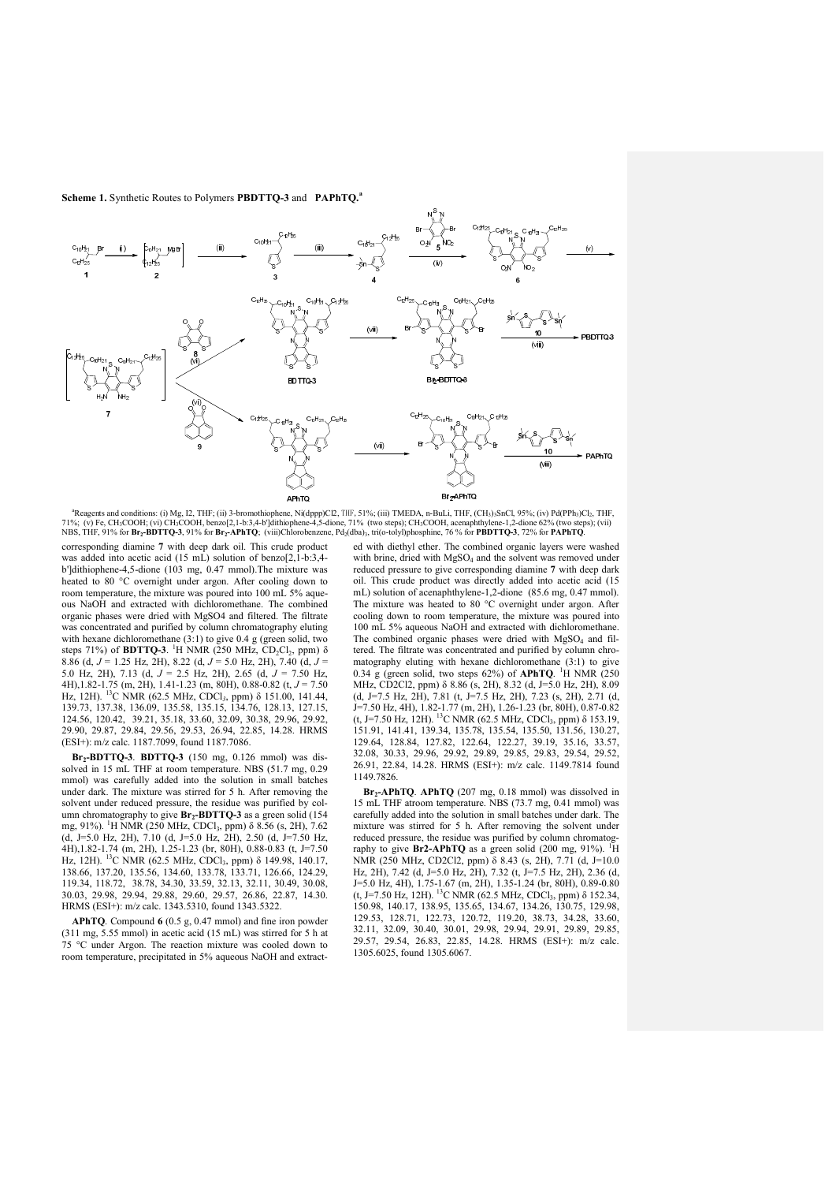**Scheme 1.** Synthetic Routes to Polymers **PBDTTQ-3** and **PAPhTQ.**[a]

[a]Reagents and conditions: (i) Mg, $I_2$, THF; (ii) 3-bromothiophene, Ni(dppp)Cl2, THF, 51%; (iii) TMEDA, n-BuLi, THF, $(CH_3)_3SnCl$, 95%; (iv) $Pd(PPh_3)_2Cl_2$, THF, 71%; (v) Fe, $CH_3COOH$; (vi) $CH_3COOH$, benzo[2,1-b:3,4-b']dithiophene-4,5-dione, 71% (two steps); $CH_3COOH$, acenaphthylene-1,2-dione 62% (two steps); (vii) NBS, THF, 91% for **$Br_2$-BDTTQ-3**, 91% for **$Br_2$-APhTQ**; (viii)Chlorobenzene, $Pd_2(dba)_3$, tri(o-tolyl)phosphine, 76 % for **PBDTTQ-3**, 72% for **PAPhTQ**.

corresponding diamine **7** with deep dark oil. This crude product was added into acetic acid (15 mL) solution of benzo[2,1-b:3,4-b']dithiophene-4,5-dione (103 mg, 0.47 mmol).The mixture was heated to 80 °C overnight under argon. After cooling down to room temperature, the mixture was poured into 100 mL 5% aqueous NaOH and extracted with dichloromethane. The combined organic phases were dried with MgSO4 and filtered. The filtrate was concentrated and purified by column chromatography eluting with hexane dichloromethane (3:1) to give 0.4 g (green solid, two steps 71%) of **BDTTQ-3**. $^1H$ NMR (250 MHz, $CD_2Cl_2$, ppm) δ 8.86 (d, $J$ = 1.25 Hz, 2H), 8.22 (d, $J$ = 5.0 Hz, 2H), 7.40 (d, $J$ = 5.0 Hz, 2H), 7.13 (d, $J$ = 2.5 Hz, 2H), 2.65 (d, $J$ = 7.50 Hz, 4H),1.82-1.75 (m, 2H), 1.41-1.23 (m, 80H), 0.88-0.82 (t, $J$ = 7.50 Hz, 12H). $^{13}C$ NMR (62.5 MHz, $CDCl_3$, ppm) δ 151.00, 141.44, 139.73, 137.38, 136.09, 135.58, 135.15, 134.76, 128.13, 127.15, 124.56, 120.42, 39.21, 35.18, 33.60, 32.09, 30.38, 29.96, 29.92, 29.90, 29.87, 29.84, 29.56, 29.53, 26.94, 22.85, 14.28. HRMS (ESI+): m/z calc. 1187.7099, found 1187.7086.

**$Br_2$-BDTTQ-3**. **BDTTQ-3** (150 mg, 0.126 mmol) was dissolved in 15 mL THF at room temperature. NBS (51.7 mg, 0.29 mmol) was carefully added into the solution in small batches under dark. The mixture was stirred for 5 h. After removing the solvent under reduced pressure, the residue was purified by column chromatography to give **$Br_2$-BDTTQ-3** as a green solid (154 mg, 91%). $^1H$ NMR (250 MHz, $CDCl_3$, ppm) δ 8.56 (s, 2H), 7.62 (d, J=5.0 Hz, 2H), 7.10 (d, J=5.0 Hz, 2H), 2.50 (d, J=7.50 Hz, 4H),1.82-1.74 (m, 2H), 1.25-1.23 (br, 80H), 0.88-0.83 (t, J=7.50 Hz, 12H). $^{13}C$ NMR (62.5 MHz, $CDCl_3$, ppm) δ 149.98, 140.17, 138.66, 137.20, 135.56, 134.60, 133.78, 133.71, 126.66, 124.29, 119.34, 118.72, 38.78, 34.30, 33.59, 32.13, 32.11, 30.49, 30.08, 30.03, 29.98, 29.94, 29.88, 29.60, 29.57, 26.86, 22.87, 14.30. HRMS (ESI+): m/z calc. 1343.5310, found 1343.5322.

**APhTQ**. Compound **6** (0.5 g, 0.47 mmol) and fine iron powder (311 mg, 5.55 mmol) in acetic acid (15 mL) was stirred for 5 h at 75 °C under Argon. The reaction mixture was cooled down to room temperature, precipitated in 5% aqueous NaOH and extracted with diethyl ether. The combined organic layers were washed with brine, dried with $MgSO_4$ and the solvent was removed under reduced pressure to give corresponding diamine **7** with deep dark oil. This crude product was directly added into acetic acid (15 mL) solution of acenaphthylene-1,2-dione (85.6 mg, 0.47 mmol). The mixture was heated to 80 °C overnight under argon. After cooling down to room temperature, the mixture was poured into 100 mL 5% aqueous NaOH and extracted with dichloromethane. The combined organic phases were dried with $MgSO_4$ and filtered. The filtrate was concentrated and purified by column chromatography eluting with hexane dichloromethane (3:1) to give 0.34 g (green solid, two steps 62%) of **APhTQ**. $^1H$ NMR (250 MHz, CD2Cl2, ppm) δ 8.86 (s, 2H), 8.32 (d, J=5.0 Hz, 2H), 8.09 (d, J=7.5 Hz, 2H), 7.81 (t, J=7.5 Hz, 2H), 7.23 (s, 2H), 2.71 (d, J=7.50 Hz, 4H), 1.82-1.77 (m, 2H), 1.26-1.23 (br, 80H), 0.87-0.82 (t, J=7.50 Hz, 12H). $^{13}C$ NMR (62.5 MHz, $CDCl_3$, ppm) δ 153.19, 151.91, 141.41, 139.34, 135.78, 135.54, 135.50, 131.56, 130.27, 129.64, 128.84, 127.82, 122.64, 122.27, 39.19, 35.16, 33.57, 32.08, 30.33, 29.96, 29.92, 29.89, 29.85, 29.83, 29.54, 29.52, 26.91, 22.84, 14.28. HRMS (ESI+): m/z calc. 1149.7814 found 1149.7826.

**$Br_2$-APhTQ**. **APhTQ** (207 mg, 0.18 mmol) was dissolved in 15 mL THF atroom temperature. NBS (73.7 mg, 0.41 mmol) was carefully added into the solution in small batches under dark. The mixture was stirred for 5 h. After removing the solvent under reduced pressure, the residue was purified by column chromatography to give **Br2-APhTQ** as a green solid (200 mg, 91%). $^1H$ NMR (250 MHz, CD2Cl2, ppm) δ 8.43 (s, 2H), 7.71 (d, J=10.0 Hz, 2H), 7.42 (d, J=5.0 Hz, 2H), 7.32 (t, J=7.5 Hz, 2H), 2.36 (d, J=5.0 Hz, 4H), 1.75-1.67 (m, 2H), 1.35-1.24 (br, 80H), 0.89-0.80 (t, J=7.50 Hz, 12H). $^{13}C$ NMR (62.5 MHz, $CDCl_3$, ppm) δ 152.34, 150.98, 140.17, 138.95, 135.65, 134.67, 134.26, 130.75, 129.98, 129.53, 128.71, 122.73, 120.72, 119.20, 38.73, 34.28, 33.60, 32.11, 32.09, 30.40, 30.01, 29.98, 29.94, 29.91, 29.89, 29.85, 29.57, 29.54, 26.83, 22.85, 14.28. HRMS (ESI+): m/z calc. 1305.6025, found 1305.6067.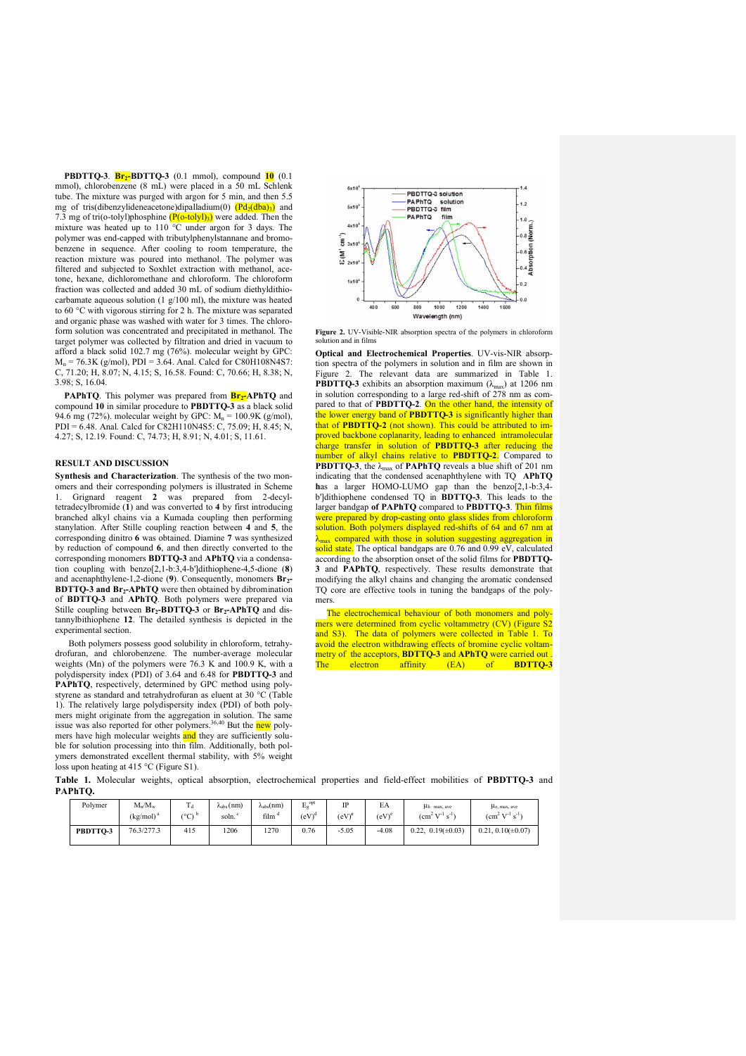**PBDTTQ-3**. **$Br_2$-BDTTQ-3** (0.1 mmol), compound **10** (0.1 mmol), chlorobenzene (8 mL) were placed in a 50 mL Schlenk tube. The mixture was purged with argon for 5 min, and then 5.5 mg of tris(dibenzylideneacetone)dipalladium(0) ($Pd_2(dba)_3$) and 7.3 mg of tri(o-tolyl)phosphine ($P(o\text{-}tolyl)_3$) were added. Then the mixture was heated up to 110 °C under argon for 3 days. The polymer was end-capped with tributylphenylstannane and bromobenzene in sequence. After cooling to room temperature, the reaction mixture was poured into methanol. The polymer was filtered and subjected to Soxhlet extraction with methanol, acetone, hexane, dichloromethane and chloroform. The chloroform fraction was collected and added 30 mL of sodium diethyldithiocarbamate aqueous solution (1 g/100 ml), the mixture was heated to 60 °C with vigorous stirring for 2 h. The mixture was separated and organic phase was washed with water for 3 times. The chloroform solution was concentrated and precipitated in methanol. The target polymer was collected by filtration and dried in vacuum to afford a black solid 102.7 mg (76%). molecular weight by GPC: $M_n$ = 76.3K (g/mol), PDI = 3.64. Anal. Calcd for C80H108N4S7: C, 71.20; H, 8.07; N, 4.15; S, 16.58. Found: C, 70.66; H, 8.38; N, 3.98; S, 16.04.

**PAPhTQ**. This polymer was prepared from **$Br_2$-APhTQ** and compound **10** in similar procedure to **PBDTTQ-3** as a black solid 94.6 mg (72%). molecular weight by GPC: $M_n$ = 100.9K (g/mol), PDI = 6.48. Anal. Calcd for C82H110N4S5: C, 75.09; H, 8.45; N, 4.27; S, 12.19. Found: C, 74.73; H, 8.91; N, 4.01; S, 11.61.

## RESULT AND DISCUSSION

**Synthesis and Characterization**. The synthesis of the two monomers and their corresponding polymers is illustrated in Scheme 1. Grignard reagent **2** was prepared from 2-decyltetradecylbromide (**1**) and was converted to **4** by first introducing branched alkyl chains via a Kumada coupling then performing stanylation. After Stille coupling reaction between **4** and **5**, the corresponding dinitro **6** was obtained. Diamine **7** was synthesized by reduction of compound **6**, and then directly converted to the corresponding monomers **BDTTQ-3** and **APhTQ** via a condensation coupling with benzo[2,1-b:3,4-b']dithiophene-4,5-dione (**8**) and acenaphthylene-1,2-dione (**9**). Consequently, monomers **$Br_2$-BDTTQ-3 and $Br_2$-APhTQ** were then obtained by dibromination of **BDTTQ-3** and **APhTQ**. Both polymers were prepared via Stille coupling between **$Br_2$-BDTTQ-3** or **$Br_2$-APhTQ** and distannylbithiophene **12**. The detailed synthesis is depicted in the experimental section.

Both polymers possess good solubility in chloroform, tetrahydrofuran, and chlorobenzene. The number-average molecular weights (Mn) of the polymers were 76.3 K and 100.9 K, with a polydispersity index (PDI) of 3.64 and 6.48 for **PBDTTQ-3** and **PAPhTQ**, respectively, determined by GPC method using polystyrene as standard and tetrahydrofuran as eluent at 30 °C (Table 1). The relatively large polydispersity index (PDI) of both polymers might originate from the aggregation in solution. The same issue was also reported for other polymers.[36,40] But the new polymers have high molecular weights and they are sufficiently soluble for solution processing into thin film. Additionally, both polymers demonstrated excellent thermal stability, with 5% weight loss upon heating at 415 °C (Figure S1).

**Figure 2.** UV-Visible-NIR absorption spectra of the polymers in chloroform solution and in films

**Optical and Electrochemical Properties**. UV-vis-NIR absorption spectra of the polymers in solution and in film are shown in Figure 2. The relevant data are summarized in Table 1. **PBDTTQ-3** exhibits an absorption maximum ($\lambda_{max}$) at 1206 nm in solution corresponding to a large red-shift of 278 nm as compared to that of **PBDTTQ-2**. On the other hand, the intensity of the lower energy band of **PBDTTQ-3** is significantly higher than that of **PBDTTQ-2** (not shown). This could be attributed to improved backbone coplanarity, leading to enhanced intramolecular charge transfer in solution of **PBDTTQ-3** after reducing the number of alkyl chains relative to **PBDTTQ-2**. Compared to **PBDTTQ-3**, the $\lambda_{max}$ of **PAPhTQ** reveals a blue shift of 201 nm indicating that the condensed acenaphthylene with TQ **APhTQ** has a larger HOMO-LUMO gap than the benzo[2,1-b:3,4-b']dithiophene condensed TQ in **BDTTQ-3**. This leads to the larger bandgap **of PAPhTQ** compared to **PBDTTQ-3**. Thin films were prepared by drop-casting onto glass slides from chloroform solution. Both polymers displayed red-shifts of 64 and 67 nm at $\lambda_{max}$ compared with those in solution suggesting aggregation in solid state. The optical bandgaps are 0.76 and 0.99 eV, calculated according to the absorption onset of the solid films for **PBDTTQ-3** and **PAPhTQ**, respectively. These results demonstrate that modifying the alkyl chains and changing the aromatic condensed TQ core are effective tools in tuning the bandgaps of the polymers.

The electrochemical behaviour of both monomers and polymers were determined from cyclic voltammetry (CV) (Figure S2 and S3). The data of polymers were collected in Table 1. To avoid the electron withdrawing effects of bromine cyclic voltammetry of the acceptors, **BDTTQ-3** and **APhTQ** were carried out . The electron affinity (EA) of **BDTTQ-3**

**Table 1.** Molecular weights, optical absorption, electrochemical properties and field-effect mobilities of **PBDTTQ-3** and **PAPhTQ.**

| Polymer | $M_n/M_w$ (kg/mol)[a] | $T_d$ (°C)[b] | $\lambda_{abs}$ (nm) soln.[c] | $\lambda_{abs}$(nm) film[d] | $E_g^{opt}$ (eV)[d] | IP (eV)[e] | EA (eV)[e] | $\mu_{h,\ max,\ ave}$ ($cm^2\ V^{-1}\ s^{-1}$) | $\mu_{e,\ max,\ ave}$ ($cm^2\ V^{-1}\ s^{-1}$) |
|---|---|---|---|---|---|---|---|---|---|
| **PBDTTQ-3** | 76.3/277.3 | 415 | 1206 | 1270 | 0.76 | -5.05 | -4.08 | 0.22, 0.19(±0.03) | 0.21, 0.10(±0.07) |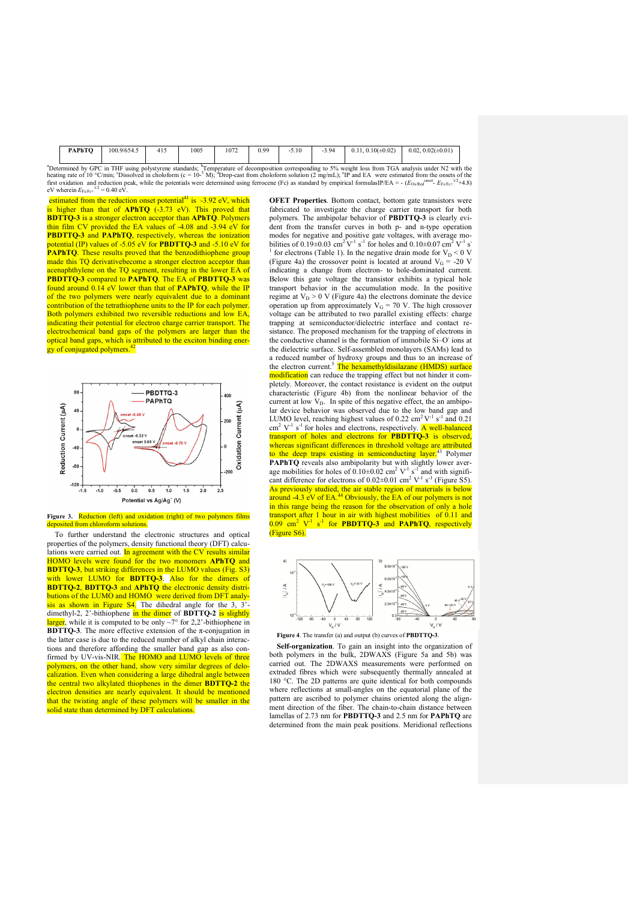| PAPhTQ | 100.9/654.5 | 415 | 1005 | 1072 | 0.99 | -5.10 | -3.94 | 0.11, 0.10(±0.02) | 0.02, 0.02(±0.01) |
|---|---|---|---|---|---|---|---|---|---|

[a]Determined by GPC in THF using polystyrene standards; [b]Temperature of decomposition corresponding to 5% weight loss from TGA analysis under N2 with the heating rate of 10 °C/min; [c]Dissolved in choloform (c = $10^{-5}$ M); [d]Drop-cast from choloform solution (2 mg/mL); [e]IP and EA were estimated from the onsets of the first oxidation and reduction peak, while the potentials were determined using ferrocene (Fc) as standard by empirical formulasIP/EA = - ($E_{Ox/Red}^{onset}$- $E_{Fc/Fc^+}^{1/2}$+4.8) eV wherein $E_{Fc/Fc^+}^{1/2}$ = 0.40 eV.

estimated from the reduction onset potential[41] is -3.92 eV, which is higher than that of **APhTQ** (-3.73 eV). This proved that **BDTTQ-3** is a stronger electron acceptor than **APhTQ**. Polymers thin film CV provided the EA values of -4.08 and -3.94 eV for **PBDTTQ-3** and **PAPhTQ**, respectively, whereas the ionization potential (IP) values of -5.05 eV for **PBDTTQ-3** and -5.10 eV for **PAPhTQ**. These results proved that the benzodithiophene group made this TQ derivativebecome a stronger electron acceptor than acenaphthylene on the TQ segment, resulting in the lower EA of **PBDTTQ-3** compared to **PAPhTQ**. The EA of **PBDTTQ-3** was found around 0.14 eV lower than that of **PAPhTQ**, while the IP of the two polymers were nearly equivalent due to a dominant contribution of the tetrathiophene units to the IP for each polymer. Both polymers exhibited two reversible reductions and low EA, indicating their potential for electron charge carrier transport. The electrochemical band gaps of the polymers are larger than the optical band gaps, which is attributed to the exciton binding energy of conjugated polymers.[42]

**Figure 3.** Reduction (left) and oxidation (right) of two polymers films deposited from chloroform solutions.

To further understand the electronic structures and optical properties of the polymers, density functional theory (DFT) calculations were carried out. In agreement with the CV results similar HOMO levels were found for the two monomers **APhTQ** and **BDTTQ-3**, but striking differences in the LUMO values (Fig. S3) with lower LUMO for **BDTTQ-3**. Also for the dimers of **BDTTQ-2**, **BDTTQ-3** and **APhTQ** the electronic density distributions of the LUMO and HOMO were derived from DFT analysis as shown in Figure S4. The dihedral angle for the 3, 3'-dimethyl-2, 2'-bithiophene in the dimer of **BDTTQ-2** is slightly larger, while it is computed to be only ~7° for 2,2'-bithiophene in **BDTTQ-3**. The more effective extension of the π-conjugation in the latter case is due to the reduced number of alkyl chain interactions and therefore affording the smaller band gap as also confirmed by UV-vis-NIR. The HOMO and LUMO levels of three polymers, on the other hand, show very similar degrees of delocalization. Even when considering a large dihedral angle between the central two alkylated thiophenes in the dimer **BDTTQ-2** the electron densities are nearly equivalent. It should be mentioned that the twisting angle of these polymers will be smaller in the solid state than determined by DFT calculations.

**OFET Properties**. Bottom contact, bottom gate transistors were fabricated to investigate the charge carrier transport for both polymers. The ambipolar behavior of **PBDTTQ-3** is clearly evident from the transfer curves in both p- and n-type operation modes for negative and positive gate voltages, with average mobilities of 0.19±0.03 $cm^2 V^{-1} s^{-1}$ for holes and 0.10±0.07 $cm^2 V^{-1} s^{-1}$ for electrons (Table 1). In the negative drain mode for $V_D$ < 0 V (Figure 4a) the crossover point is located at around $V_G$ = -20 V indicating a change from electron- to hole-dominated current. Below this gate voltage the transistor exhibits a typical hole transport behavior in the accumulation mode. In the positive regime at $V_D$ > 0 V (Figure 4a) the electrons dominate the device operation from approximately $V_G$ = 70 V. The high crossover voltage can be attributed to two parallel existing effects: charge trapping at semiconductor/dielectric interface and contact resistance. The proposed mechanism for the trapping of electrons in the conductive channel is the formation of immobile Si–O⁻ ions at the dielectric surface. Self-assembled monolayers (SAMs) lead to a reduced number of hydroxy groups and thus to an increase of the electron current.[5] The hexamethyldisilazane (HMDS) surface modification can reduce the trapping effect but not hinder it completely. Moreover, the contact resistance is evident on the output characteristic (Figure 4b) from the nonlinear behavior of the current at low $V_D$. In spite of this negative effect, the an ambipolar device behavior was observed due to the low band gap and LUMO level, reaching highest values of 0.22 $cm^2 V^{-1} s^{-1}$ and 0.21 $cm^2 V^{-1} s^{-1}$ for holes and electrons, respectively. A well-balanced transport of holes and electrons for **PBDTTQ-3** is observed, whereas significant differences in threshold voltage are attributed to the deep traps existing in semiconducting layer.[43] Polymer **PAPhTQ** reveals also ambipolarity but with slightly lower average mobilities for holes of 0.10±0.02 $cm^2 V^{-1} s^{-1}$ and with significant difference for electrons of 0.02±0.01 $cm^2 V^{-1} s^{-1}$ (Figure S5). As previously studied, the air stable region of materials is below around -4.3 eV of EA.[44] Obviously, the EA of our polymers is not in this range being the reason for the observation of only a hole transport after 1 hour in air with highest mobilities of 0.11 and 0.09 $cm^2 V^{-1} s^{-1}$ for **PBDTTQ-3** and **PAPhTQ**, respectively (Figure S6).

**Figure 4**. The transfer (a) and output (b) curves of **PBDTTQ-3**.

**Self-organization**. To gain an insight into the organization of both polymers in the bulk, 2DWAXS (Figure 5a and 5b) was carried out. The 2DWAXS measurements were performed on extruded fibres which were subsequently thermally annealed at 180 °C. The 2D patterns are quite identical for both compounds where reflections at small-angles on the equatorial plane of the pattern are ascribed to polymer chains oriented along the alignment direction of the fiber. The chain-to-chain distance between lamellas of 2.73 nm for **PBDTTQ-3** and 2.5 nm for **PAPhTQ** are determined from the main peak positions. Meridional reflections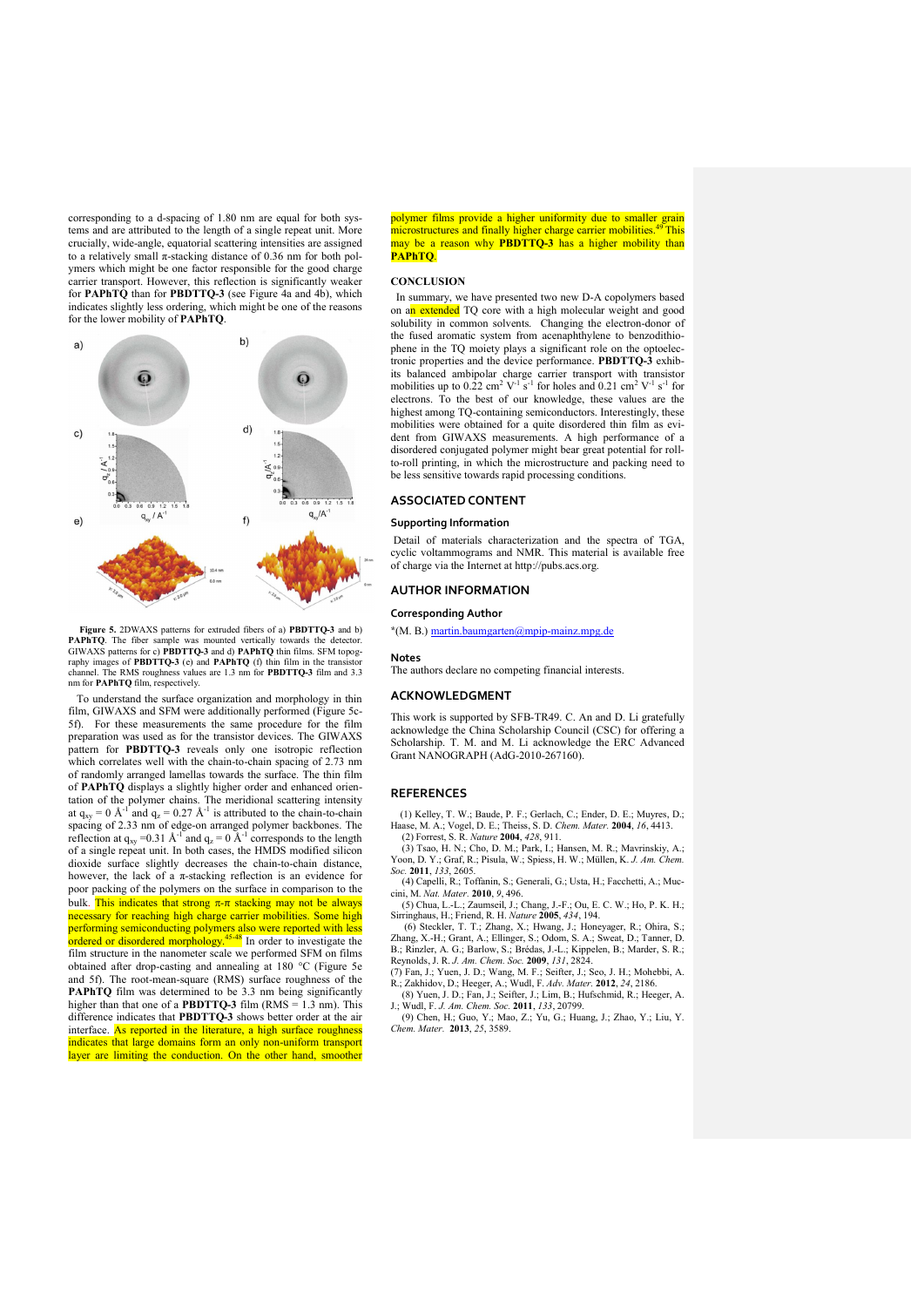corresponding to a d-spacing of 1.80 nm are equal for both systems and are attributed to the length of a single repeat unit. More crucially, wide-angle, equatorial scattering intensities are assigned to a relatively small π-stacking distance of 0.36 nm for both polymers which might be one factor responsible for the good charge carrier transport. However, this reflection is significantly weaker for **PAPhTQ** than for **PBDTTQ-3** (see Figure 4a and 4b), which indicates slightly less ordering, which might be one of the reasons for the lower mobility of **PAPhTQ**.

**Figure 5.** 2DWAXS patterns for extruded fibers of a) **PBDTTQ-3** and b) **PAPhTQ**. The fiber sample was mounted vertically towards the detector. GIWAXS patterns for c) **PBDTTQ-3** and d) **PAPhTQ** thin films. SFM topography images of **PBDTTQ-3** (e) and **PAPhTQ** (f) thin film in the transistor channel. The RMS roughness values are 1.3 nm for **PBDTTQ-3** film and 3.3 nm for **PAPhTQ** film, respectively.

To understand the surface organization and morphology in thin film, GIWAXS and SFM were additionally performed (Figure 5c-5f). For these measurements the same procedure for the film preparation was used as for the transistor devices. The GIWAXS pattern for **PBDTTQ-3** reveals only one isotropic reflection which correlates well with the chain-to-chain spacing of 2.73 nm of randomly arranged lamellas towards the surface. The thin film of **PAPhTQ** displays a slightly higher order and enhanced orientation of the polymer chains. The meridional scattering intensity at $q_{xy} = 0$ Å$^{-1}$ and $q_z = 0.27$ Å$^{-1}$ is attributed to the chain-to-chain spacing of 2.33 nm of edge-on arranged polymer backbones. The reflection at $q_{xy} = 0.31$ Å$^{-1}$ and $q_z = 0$ Å$^{-1}$ corresponds to the length of a single repeat unit. In both cases, the HMDS modified silicon dioxide surface slightly decreases the chain-to-chain distance, however, the lack of a π-stacking reflection is an evidence for poor packing of the polymers on the surface in comparison to the bulk. This indicates that strong π-π stacking may not be always necessary for reaching high charge carrier mobilities. Some high performing semiconducting polymers also were reported with less ordered or disordered morphology.[45-48] In order to investigate the film structure in the nanometer scale we performed SFM on films obtained after drop-casting and annealing at 180 °C (Figure 5e and 5f). The root-mean-square (RMS) surface roughness of the **PAPhTQ** film was determined to be 3.3 nm being significantly higher than that one of a **PBDTTQ-3** film (RMS = 1.3 nm). This difference indicates that **PBDTTQ-3** shows better order at the air interface. As reported in the literature, a high surface roughness indicates that large domains form an only non-uniform transport layer are limiting the conduction. On the other hand, smoother polymer films provide a higher uniformity due to smaller grain microstructures and finally higher charge carrier mobilities.[49] This may be a reason why **PBDTTQ-3** has a higher mobility than **PAPhTQ**.

## CONCLUSION

In summary, we have presented two new D-A copolymers based on an extended TQ core with a high molecular weight and good solubility in common solvents. Changing the electron-donor of the fused aromatic system from acenaphthylene to benzodithiophene in the TQ moiety plays a significant role on the optoelectronic properties and the device performance. **PBDTTQ-3** exhibits balanced ambipolar charge carrier transport with transistor mobilities up to 0.22 cm$^2$ V$^{-1}$ s$^{-1}$ for holes and 0.21 cm$^2$ V$^{-1}$ s$^{-1}$ for electrons. To the best of our knowledge, these values are the highest among TQ-containing semiconductors. Interestingly, these mobilities were obtained for a quite disordered thin film as evident from GIWAXS measurements. A high performance of a disordered conjugated polymer might bear great potential for roll-to-roll printing, in which the microstructure and packing need to be less sensitive towards rapid processing conditions.

## ASSOCIATED CONTENT

### Supporting Information

Detail of materials characterization and the spectra of TGA, cyclic voltammograms and NMR. This material is available free of charge via the Internet at http://pubs.acs.org.

## AUTHOR INFORMATION

### Corresponding Author

*(M. B.) martin.baumgarten@mpip-mainz.mpg.de

### Notes

The authors declare no competing financial interests.

## ACKNOWLEDGMENT

This work is supported by SFB-TR49. C. An and D. Li gratefully acknowledge the China Scholarship Council (CSC) for offering a Scholarship. T. M. and M. Li acknowledge the ERC Advanced Grant NANOGRAPH (AdG-2010-267160).

## REFERENCES

(1) Kelley, T. W.; Baude, P. F.; Gerlach, C.; Ender, D. E.; Muyres, D.; Haase, M. A.; Vogel, D. E.; Theiss, S. D. *Chem. Mater.* **2004**, *16*, 4413.

(2) Forrest, S. R. *Nature* **2004**, *428*, 911.

(3) Tsao, H. N.; Cho, D. M.; Park, I.; Hansen, M. R.; Mavrinskiy, A.; Yoon, D. Y.; Graf, R.; Pisula, W.; Spiess, H. W.; Müllen, K. *J. Am. Chem. Soc.* **2011**, *133*, 2605.

(4) Capelli, R.; Toffanin, S.; Generali, G.; Usta, H.; Facchetti, A.; Muccini, M. *Nat. Mater.* **2010**, *9*, 496.

(5) Chua, L.-L.; Zaumseil, J.; Chang, J.-F.; Ou, E. C. W.; Ho, P. K. H.; Sirringhaus, H.; Friend, R. H. *Nature* **2005**, *434*, 194.

(6) Steckler, T. T.; Zhang, X.; Hwang, J.; Honeyager, R.; Ohira, S.; Zhang, X.-H.; Grant, A.; Ellinger, S.; Odom, S. A.; Sweat, D.; Tanner, D. B.; Rinzler, A. G.; Barlow, S.; Brédas, J.-L.; Kippelen, B.; Marder, S. R.; Reynolds, J. R. *J. Am. Chem. Soc.* **2009**, *131*, 2824.

(7) Fan, J.; Yuen, J. D.; Wang, M. F.; Seifter, J.; Seo, J. H.; Mohebbi, A. R.; Zakhidov, D.; Heeger, A.; Wudl, F. *Adv. Mater.* **2012**, *24*, 2186.

(8) Yuen, J. D.; Fan, J.; Seifter, J.; Lim, B.; Hufschmid, R.; Heeger, A. J.; Wudl, F. *J. Am. Chem. Soc.* **2011**, *133*, 20799.

(9) Chen, H.; Guo, Y.; Mao, Z.; Yu, G.; Huang, J.; Zhao, Y.; Liu, Y. *Chem. Mater.* **2013**, *25*, 3589.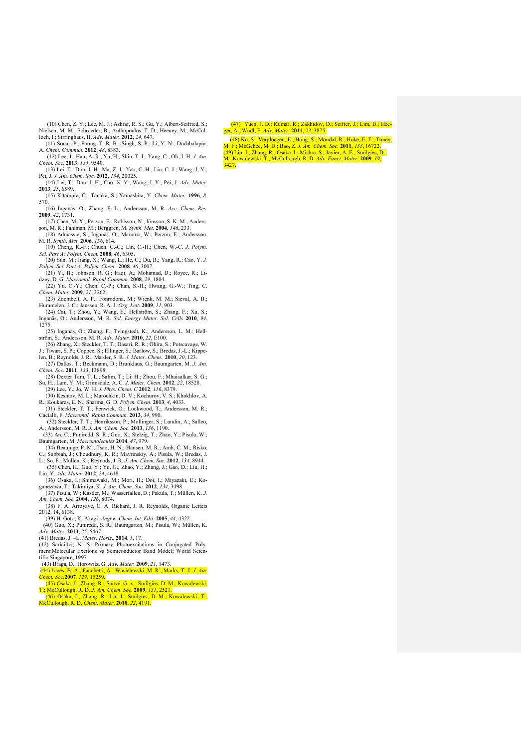(10) Chen, Z. Y.; Lee, M. J.; Ashraf, R. S.; Gu, Y.; Albert-Seifried, S.; Nielsen, M. M.; Schroeder, B.; Anthopoulos, T. D.; Heeney, M.; McCulloch, I.; Sirringhaus, H. *Adv. Mater.* **2012**, *24*, 647.

(11) Sonar, P.; Foong, T. R. B.; Singh, S. P.; Li, Y. N.; Dodabalapur, A. *Chem. Commun.* **2012**, *48*, 8383.

(12) Lee, J.; Han, A. R.; Yu, H.; Shin, T. J.; Yang, C.; Oh, J. H. *J. Am. Chem. Soc.* **2013**, *135*, 9540.

(13) Lei, T.; Dou, J. H.; Ma, Z. J.; Yao, C. H.; Liu, C. J.; Wang, J. Y.; Pei, J. *J. Am. Chem. Soc.* **2012**, *134*, 20025.

(14) Lei, T.; Dou, J.-H.; Cao, X.-Y.; Wang, J.-Y.; Pei, J. *Adv. Mater.* **2013**, *25*, 6589.

(15) Kitamura, C.; Tanaka, S.; Yamashita, Y. *Chem. Mater.* **1996**, *8*, 570.

(16) Inganäs, O.; Zhang, F. L.; Andersson, M. R. *Acc. Chem. Res.* **2009**, *42*, 1731.

(17) Chen, M. X.; Perzon, E.; Robisson, N.; Jönsson, S. K. M.; Andersson, M. R.; Fahlman, M.; Berggren, M. *Synth. Met.* **2004**, *146*, 233.

(18) Admassie, S.; Inganäs, O.; Mammo, W.; Perzon, E.; Andersson, M. R. *Synth. Met.* **2006**, *156*, 614.

(19) Cheng, K.-F.; Chueh, C.-C.; Lin, C.-H.; Chen, W.-C. *J. Polym. Sci. Part A: Polym. Chem.* **2008**, *46*, 6305.

(20) Sun, M.; Jiang, X.; Wang, L.; He, C.; Du, B.; Yang, R.; Cao, Y. *J. Polym. Sci. Part A: Polym. Chem.* **2008**, *46*, 3007.

(21) Yi, H.; Johnson, R. G.; Iraqi, A.; Mohamad, D.; Royce, R.; Lidzey, D. G. *Macromol. Rapid Commun.* **2008**, *29*, 1804.

(22) Yu, C.-Y.; Chen, C.-P.; Chan, S.-H.; Hwang, G.-W.; Ting, C. *Chem. Mater.* **2009**, *21*, 3262.

(23) Zoombelt, A. P.; Fonrodona, M.; Wienk, M. M.; Sieval, A. B.; Hummelen, J. C.; Janssen, R. A. J. *Org. Lett.* **2009**, *11*, 903.

(24) Cai, T.; Zhou, Y.; Wang, E.; Hellström, S.; Zhang, F.; Xu, S.; Inganäs, O.; Andersson, M. R. *Sol. Energy Mater. Sol. Cells* **2010**, *94*, 1275.

(25) Inganäs, O.; Zhang, F.; Tvingstedt, K.; Andersson, L. M.; Hellström, S.; Andersson, M. R. *Adv. Mater.* **2010**, *22*, E100.

(26) Zhang, X.; Steckler, T. T.; Dasari, R. R.; Ohira, S.; Potscavage, W. J.; Tiwari, S. P.; Coppee, S.; Ellinger, S.; Barlow, S.; Bredas, J.-L.; Kippelen, B.; Reynolds, J. R.; Marder, S. R. *J. Mater. Chem.* **2010**, *20*, 123.

(27) Dallos, T.; Beckmann, D.; Brunklaus, G.; Baumgarten, M. *J. Am. Chem. Soc.* **2011**, *133*, 13898.

(28) Dexter Tam, T. L.; Salim, T.; Li, H.; Zhou, F.; Mhaisalkar, S. G.; Su, H.; Lam, Y. M.; Grimsdale, A. C. *J. Mater. Chem.* **2012**, *22*, 18528.

(29) Lee, Y.; Jo, W. H. *J. Phys. Chem. C* **2012**, *116*, 8379.

(30) Keshtov, M. L.; Marochkin, D. V.; Kochurov, V. S.; Khokhlov, A. R.; Koukaras, E. N.; Sharma, G. D. *Polym. Chem.* **2013**, *4*, 4033.

(31) Steckler, T. T.; Fenwick, O.; Lockwood, T.; Andersson, M. R.; Cacialli, F. *Macromol. Rapid Commun.* **2013**, *34*, 990.

(32) Steckler, T. T.; Henriksson, P.; Mollinger, S.; Lundin, A.; Salleo, A.; Andersson, M. R. *J. Am. Chem. Soc.* **2013**, *136*, 1190.

(33) An, C.; Puniredd, S. R.; Guo, X.; Stelzig, T.; Zhao, Y.; Pisula, W.; Baumgarten, M. *Macromolecules* **2014**, *47*, 979.

(34) Beaujuge, P. M.; Tsao, H. N.; Hansen, M. R.; Amb, C. M.; Risko, C.; Subbiah, J.; Choudhury, K. R.; Mavrinskiy, A.; Pisula, W.; Bredas, J. L.; So, F.; Müllen, K.; Reynods, J. R. *J. Am. Chem. Soc.* **2012**, *134*, 8944.

(35) Chen, H.; Guo, Y.; Yu, G.; Zhao, Y.; Zhang, J.; Gao, D.; Liu, H.; Liu, Y. *Adv. Mater.* **2012**, *24*, 4618.

(36) Osaka, I.; Shimawaki, M.; Mori, H.; Doi, I.; Miyazaki, E.; Koganezawa, T.; Takimiya, K. *J. Am. Chem. Soc.* **2012**, *134*, 3498.

(37) Pisula, W.; Kastler, M.; Wasserfallen, D.; Pakula, T.; Müllen, K. *J. Am. Chem. Soc.* **2004**, *126*, 8074.

(38) F. A. Arroyave, C. A. Richard, J. R. Reynolds, Organic Letters 2012, 14, 6138.

(39) H. Goto, K. Akagi, *Angew. Chem. Int. Edit.* **2005**, *44*, 4322.

(40) Guo, X.; Puniredd, S. R.; Baumgarten, M.; Pisula, W.; Müllen, K. *Adv. Mater.* **2013**, *25*, 5467.

(41) Bredas, J. –L. *Mater. Horiz.*, **2014**, *1*, 17.

(42) Sariciftci, N. S. Primary Photoexcitations in Conjugated Polymers:Molecular Excitons vs Semiconductor Band Model; World Scientific:Singapore, 1997.

(43) Braga, D.; Horowitz, G. *Adv. Mater.* **2009**, *21*, 1473.

(44) Jones, B. A.; Facchetti, A.; Wasielewski, M. R.; Marks, T. J. *J. Am. Chem. Soc.* **2007**, *129*, 15259.

(45) Osaka, I.; Zhang, R.; Sauvé, G. v.; Smilgies, D.-M.; Kowalewski, T.; McCullough, R. D. *J. Am. Chem. Soc.* **2009**, *131*, 2521.

(46) Osaka, I.; Zhang, R.; Liu J.; Smilgies, D.-M.; Kowalewski, T.; McCullough, R. D. *Chem. Mater.* **2010**, *22*, 4191.

(47) Yuen, J. D.; Kumar, R.; Zakhidov, D.; Seifter, J.; Lim, B.; Heeger, A.; Wudl, F. *Adv. Mater.* **2011**, *23*, 3875.

(48) Ko, S.; Verploegen, E.; Hong, S.; Mondal, R.; Hoke, E. T.; Toney, M. F.; McGehee, M. D.; Bao, Z. *J. Am. Chem. Soc.* **2011**, *133*, 16722.

(49) Liu, J.; Zhang, R.; Osaka, I.; Mishra, S.; Javier, A. E.; Smilgies, D.-M.; Kowalewski, T.; McCullough, R. D. *Adv. Funct. Mater.* **2009**, *19*, 3427.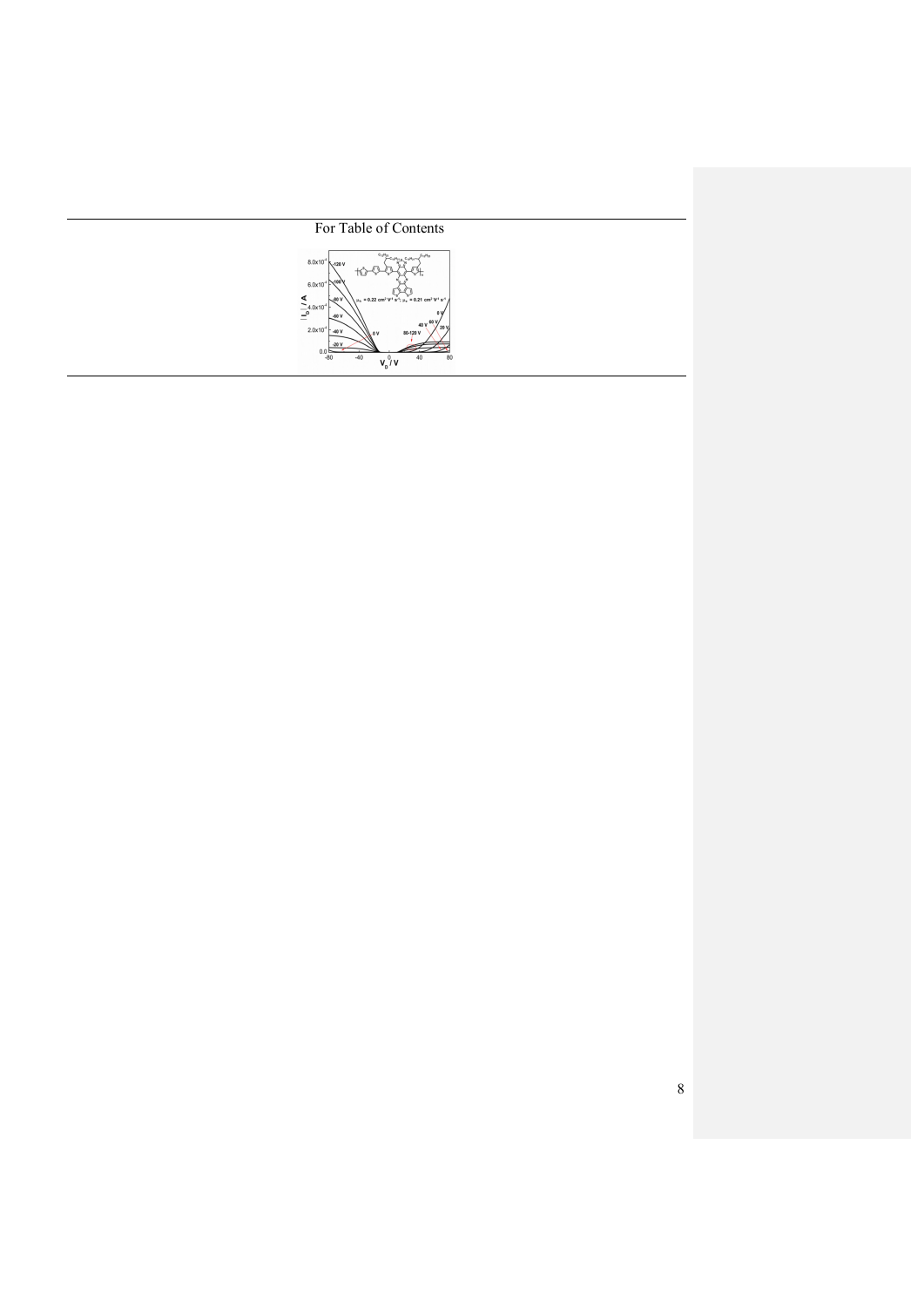For Table of Contents

8.0x10$^{-4}$
6.0x10$^{-4}$
4.0x10$^{-4}$
2.0x10$^{-4}$
0.0
-80
-40
0
40
80
$|I_D|$ / A
$V_D$ / V
-120 V
-100 V
-80 V
-60 V
-40 V
-20 V
0 V
80-120 V
0 V
20 V
40 V
60 V
$\mu_h$ = 0.22 cm$^2$ V$^{-1}$ s$^{-1}$; $\mu_e$ = 0.21 cm$^2$ V$^{-1}$ s$^{-1}$